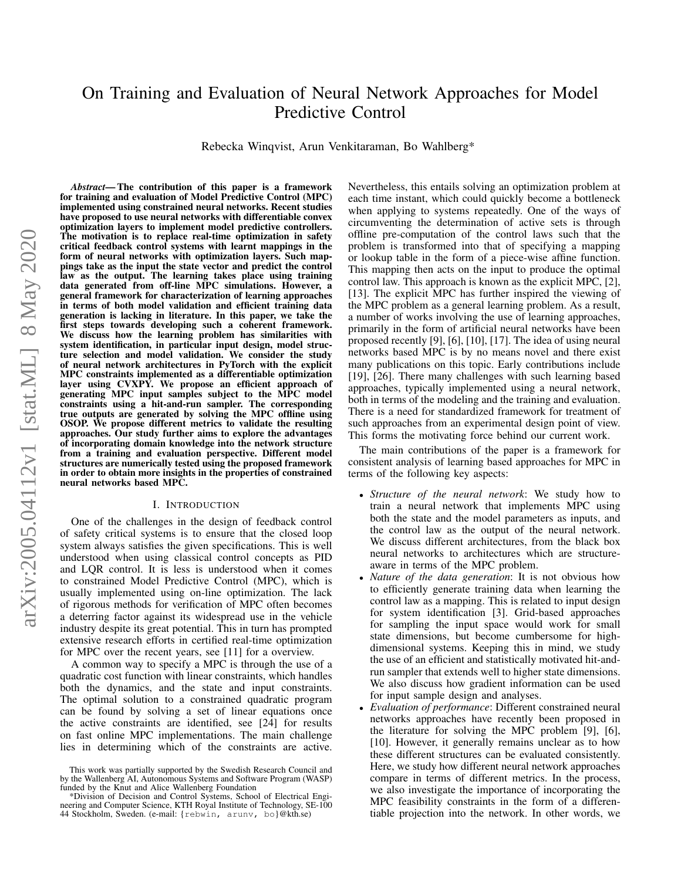# On Training and Evaluation of Neural Network Approaches for Model Predictive Control

Rebecka Winqvist, Arun Venkitaraman, Bo Wahlberg*

***Abstract*— The contribution of this paper is a framework for training and evaluation of Model Predictive Control (MPC) implemented using constrained neural networks. Recent studies have proposed to use neural networks with differentiable convex optimization layers to implement model predictive controllers. The motivation is to replace real-time optimization in safety critical feedback control systems with learnt mappings in the form of neural networks with optimization layers. Such mappings take as the input the state vector and predict the control law as the output. The learning takes place using training data generated from off-line MPC simulations. However, a general framework for characterization of learning approaches in terms of both model validation and efficient training data generation is lacking in literature. In this paper, we take the first steps towards developing such a coherent framework. We discuss how the learning problem has similarities with system identification, in particular input design, model structure selection and model validation. We consider the study of neural network architectures in PyTorch with the explicit MPC constraints implemented as a differentiable optimization layer using CVXPY. We propose an efficient approach of generating MPC input samples subject to the MPC model constraints using a hit-and-run sampler. The corresponding true outputs are generated by solving the MPC offline using OSOP. We propose different metrics to validate the resulting approaches. Our study further aims to explore the advantages of incorporating domain knowledge into the network structure from a training and evaluation perspective. Different model structures are numerically tested using the proposed framework in order to obtain more insights in the properties of constrained neural networks based MPC.**

## I. INTRODUCTION

One of the challenges in the design of feedback control of safety critical systems is to ensure that the closed loop system always satisfies the given specifications. This is well understood when using classical control concepts as PID and LQR control. It is less is understood when it comes to constrained Model Predictive Control (MPC), which is usually implemented using on-line optimization. The lack of rigorous methods for verification of MPC often becomes a deterring factor against its widespread use in the vehicle industry despite its great potential. This in turn has prompted extensive research efforts in certified real-time optimization for MPC over the recent years, see [11] for a overview.

A common way to specify a MPC is through the use of a quadratic cost function with linear constraints, which handles both the dynamics, and the state and input constraints. The optimal solution to a constrained quadratic program can be found by solving a set of linear equations once the active constraints are identified, see [24] for results on fast online MPC implementations. The main challenge lies in determining which of the constraints are active. Nevertheless, this entails solving an optimization problem at each time instant, which could quickly become a bottleneck when applying to systems repeatedly. One of the ways of circumventing the determination of active sets is through offline pre-computation of the control laws such that the problem is transformed into that of specifying a mapping or lookup table in the form of a piece-wise affine function. This mapping then acts on the input to produce the optimal control law. This approach is known as the explicit MPC, [2], [13]. The explicit MPC has further inspired the viewing of the MPC problem as a general learning problem. As a result, a number of works involving the use of learning approaches, primarily in the form of artificial neural networks have been proposed recently [9], [6], [10], [17]. The idea of using neural networks based MPC is by no means novel and there exist many publications on this topic. Early contributions include [19], [26]. There many challenges with such learning based approaches, typically implemented using a neural network, both in terms of the modeling and the training and evaluation. There is a need for standardized framework for treatment of such approaches from an experimental design point of view. This forms the motivating force behind our current work.

The main contributions of the paper is a framework for consistent analysis of learning based approaches for MPC in terms of the following key aspects:

- *Structure of the neural network*: We study how to train a neural network that implements MPC using both the state and the model parameters as inputs, and the control law as the output of the neural network. We discuss different architectures, from the black box neural networks to architectures which are structure-aware in terms of the MPC problem.
- *Nature of the data generation*: It is not obvious how to efficiently generate training data when learning the control law as a mapping. This is related to input design for system identification [3]. Grid-based approaches for sampling the input space would work for small state dimensions, but become cumbersome for high-dimensional systems. Keeping this in mind, we study the use of an efficient and statistically motivated hit-and-run sampler that extends well to higher state dimensions. We also discuss how gradient information can be used for input sample design and analyses.
- *Evaluation of performance*: Different constrained neural networks approaches have recently been proposed in the literature for solving the MPC problem [9], [6], [10]. However, it generally remains unclear as to how these different structures can be evaluated consistently. Here, we study how different neural network approaches compare in terms of different metrics. In the process, we also investigate the importance of incorporating the MPC feasibility constraints in the form of a differentiable projection into the network. In other words, we

This work was partially supported by the Swedish Research Council and by the Wallenberg AI, Autonomous Systems and Software Program (WASP) funded by the Knut and Alice Wallenberg Foundation

*Division of Decision and Control Systems, School of Electrical Engineering and Computer Science, KTH Royal Institute of Technology, SE-100 44 Stockholm, Sweden. (e-mail: {rebwin, arunv, bo}@kth.se)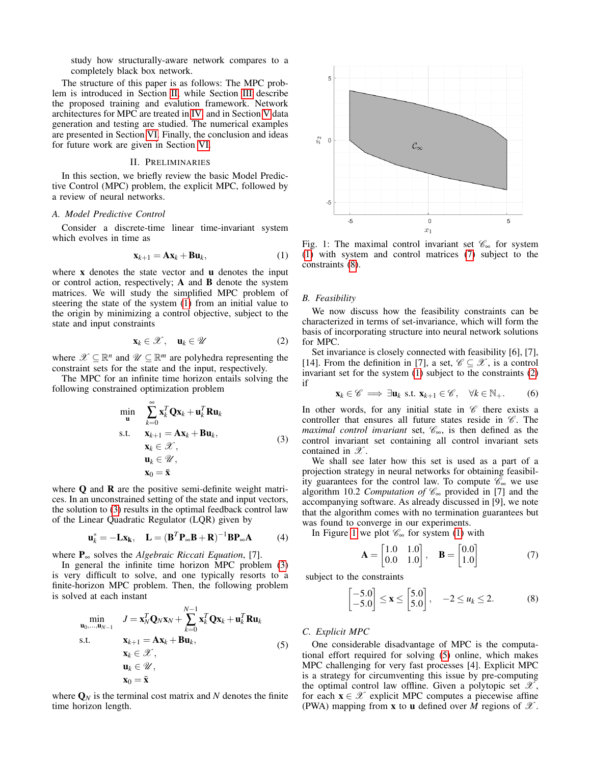study how structurally-aware network compares to a completely black box network.

The structure of this paper is as follows: The MPC problem is introduced in Section II, while Section III describe the proposed training and evalution framework. Network architectures for MPC are treated in IV, and in Section V data generation and testing are studied. The numerical examples are presented in Section VI. Finally, the conclusion and ideas for future work are given in Section VI.

## II. Preliminaries

In this section, we briefly review the basic Model Predictive Control (MPC) problem, the explicit MPC, followed by a review of neural networks.

### A. Model Predictive Control

Consider a discrete-time linear time-invariant system which evolves in time as

$$\mathbf{x}_{k+1} = \mathbf{A}\mathbf{x}_k + \mathbf{B}\mathbf{u}_k, \tag{1}$$

where $\mathbf{x}$ denotes the state vector and $\mathbf{u}$ denotes the input or control action, respectively; $\mathbf{A}$ and $\mathbf{B}$ denote the system matrices. We will study the simplified MPC problem of steering the state of the system (1) from an initial value to the origin by minimizing a control objective, subject to the state and input constraints

$$\mathbf{x}_k \in \mathscr{X}, \quad \mathbf{u}_k \in \mathscr{U} \tag{2}$$

where $\mathscr{X} \subseteq \mathbb{R}^n$ and $\mathscr{U} \subseteq \mathbb{R}^m$ are polyhedra representing the constraint sets for the state and the input, respectively.

The MPC for an infinite time horizon entails solving the following constrained optimization problem

$$\begin{aligned}
\min_{\mathbf{u}} \quad & \sum_{k=0}^{\infty} \mathbf{x}_k^T \mathbf{Q} \mathbf{x}_k + \mathbf{u}_k^T \mathbf{R} \mathbf{u}_k \\
\text{s.t.} \quad & \mathbf{x}_{k+1} = \mathbf{A}\mathbf{x}_k + \mathbf{B}\mathbf{u}_k, \\
& \mathbf{x}_k \in \mathscr{X}, \\
& \mathbf{u}_k \in \mathscr{U}, \\
& \mathbf{x}_0 = \bar{\mathbf{x}}
\end{aligned} \tag{3}$$

where $\mathbf{Q}$ and $\mathbf{R}$ are the positive semi-definite weight matrices. In an unconstrained setting of the state and input vectors, the solution to (3) results in the optimal feedback control law of the Linear Quadratic Regulator (LQR) given by

$$\mathbf{u}_k^* = -\mathbf{L}\mathbf{x}_k, \quad \mathbf{L} = (\mathbf{B}^T \mathbf{P}_\infty \mathbf{B} + \mathbf{R})^{-1} \mathbf{B} \mathbf{P}_\infty \mathbf{A} \tag{4}$$

where $\mathbf{P}_\infty$ solves the *Algebraic Riccati Equation*, [7].

In general the infinite time horizon MPC problem (3) is very difficult to solve, and one typically resorts to a finite-horizon MPC problem. Then, the following problem is solved at each instant

$$\begin{aligned}
\min_{\mathbf{u}_0,\dots,\mathbf{u}_{N-1}} \quad & J = \mathbf{x}_N^T \mathbf{Q}_N \mathbf{x}_N + \sum_{k=0}^{N-1} \mathbf{x}_k^T \mathbf{Q} \mathbf{x}_k + \mathbf{u}_k^T \mathbf{R} \mathbf{u}_k \\
\text{s.t.} \quad & \mathbf{x}_{k+1} = \mathbf{A}\mathbf{x}_k + \mathbf{B}\mathbf{u}_k, \\
& \mathbf{x}_k \in \mathscr{X}, \\
& \mathbf{u}_k \in \mathscr{U}, \\
& \mathbf{x}_0 = \bar{\mathbf{x}}
\end{aligned} \tag{5}$$

where $\mathbf{Q}_N$ is the terminal cost matrix and $N$ denotes the finite time horizon length.

Fig. 1: The maximal control invariant set $\mathscr{C}_\infty$ for system (1) with system and control matrices (7) subject to the constraints (8).

### B. Feasibility

We now discuss how the feasibility constraints can be characterized in terms of set-invariance, which will form the basis of incorporating structure into neural network solutions for MPC.

Set invariance is closely connected with feasibility [6], [7], [14]. From the definition in [7], a set, $\mathscr{C} \subseteq \mathscr{X}$, is a control invariant set for the system (1) subject to the constraints (2) if

$$\mathbf{x}_k \in \mathscr{C} \implies \exists \mathbf{u}_k \text{ s.t. } \mathbf{x}_{k+1} \in \mathscr{C}, \quad \forall k \in \mathbb{N}_+. \tag{6}$$

In other words, for any initial state in $\mathscr{C}$ there exists a controller that ensures all future states reside in $\mathscr{C}$. The *maximal control invariant* set, $\mathscr{C}_\infty$, is then defined as the control invariant set containing all control invariant sets contained in $\mathscr{X}$.

We shall see later how this set is used as a part of a projection strategy in neural networks for obtaining feasibility guarantees for the control law. To compute $\mathscr{C}_\infty$ we use algorithm 10.2 *Computation of* $\mathscr{C}_\infty$ provided in [7] and the accompanying software. As already discussed in [9], we note that the algorithm comes with no termination guarantees but was found to converge in our experiments.

In Figure 1 we plot $\mathscr{C}_\infty$ for system (1) with

$$\mathbf{A} = \begin{bmatrix} 1.0 & 1.0 \\ 0.0 & 1.0 \end{bmatrix}, \quad \mathbf{B} = \begin{bmatrix} 0.0 \\ 1.0 \end{bmatrix} \tag{7}$$

subject to the constraints

$$\begin{bmatrix} -5.0 \\ -5.0 \end{bmatrix} \le \mathbf{x} \le \begin{bmatrix} 5.0 \\ 5.0 \end{bmatrix}, \quad -2 \le u_k \le 2. \tag{8}$$

### C. Explicit MPC

One considerable disadvantage of MPC is the computational effort required for solving (5) online, which makes MPC challenging for very fast processes [4]. Explicit MPC is a strategy for circumventing this issue by pre-computing the optimal control law offline. Given a polytopic set $\mathscr{X}$, for each $\mathbf{x} \in \mathscr{X}$ explicit MPC computes a piecewise affine (PWA) mapping from $\mathbf{x}$ to $\mathbf{u}$ defined over $M$ regions of $\mathscr{X}$.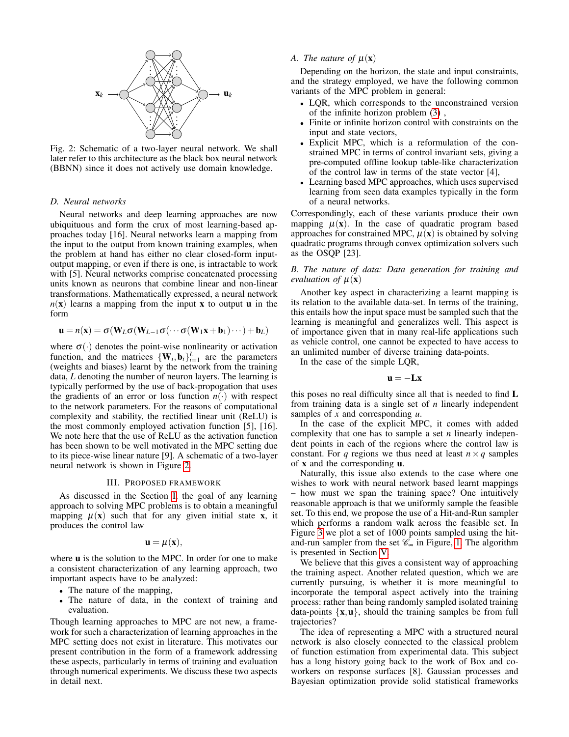Fig. 2: Schematic of a two-layer neural network. We shall later refer to this architecture as the black box neural network (BBNN) since it does not actively use domain knowledge.

### D. Neural networks

Neural networks and deep learning approaches are now ubiquituous and form the crux of most learning-based approaches today [16]. Neural networks learn a mapping from the input to the output from known training examples, when the problem at hand has either no clear closed-form input-output mapping, or even if there is one, is intractable to work with [5]. Neural networks comprise concatenated processing units known as neurons that combine linear and non-linear transformations. Mathematically expressed, a neural network $n(\mathbf{x})$ learns a mapping from the input $\mathbf{x}$ to output $\mathbf{u}$ in the form

$$\mathbf{u} = n(\mathbf{x}) = \sigma(\mathbf{W}_L\sigma(\mathbf{W}_{L-1}\sigma(\cdots\sigma(\mathbf{W}_1\mathbf{x}+\mathbf{b}_1)\cdots)+\mathbf{b}_L)$$

where $\sigma(\cdot)$ denotes the point-wise nonlinearity or activation function, and the matrices $\{\mathbf{W}_i, \mathbf{b}_i\}_{i=1}^{L}$ are the parameters (weights and biases) learnt by the network from the training data, $L$ denoting the number of neuron layers. The learning is typically performed by the use of back-propogation that uses the gradients of an error or loss function $n(\cdot)$ with respect to the network parameters. For the reasons of computational complexity and stability, the rectified linear unit (ReLU) is the most commonly employed activation function [5], [16]. We note here that the use of ReLU as the activation function has been shown to be well motivated in the MPC setting due to its piece-wise linear nature [9]. A schematic of a two-layer neural network is shown in Figure 2.

## III. Proposed Framework

As discussed in the Section I, the goal of any learning approach to solving MPC problems is to obtain a meaningful mapping $\mu(\mathbf{x})$ such that for any given initial state $\mathbf{x}$, it produces the control law

$$\mathbf{u} = \mu(\mathbf{x}),$$

where $\mathbf{u}$ is the solution to the MPC. In order for one to make a consistent characterization of any learning approach, two important aspects have to be analyzed:

- The nature of the mapping,
- The nature of data, in the context of training and evaluation.

Though learning approaches to MPC are not new, a framework for such a characterization of learning approaches in the MPC setting does not exist in literature. This motivates our present contribution in the form of a framework addressing these aspects, particularly in terms of training and evaluation through numerical experiments. We discuss these two aspects in detail next.

### A. The nature of $\mu(\mathbf{x})$

Depending on the horizon, the state and input constraints, and the strategy employed, we have the following common variants of the MPC problem in general:

- LQR, which corresponds to the unconstrained version of the infinite horizon problem (3) ,
- Finite or infinite horizon control with constraints on the input and state vectors,
- Explicit MPC, which is a reformulation of the constrained MPC in terms of control invariant sets, giving a pre-computed offline lookup table-like characterization of the control law in terms of the state vector [4],
- Learning based MPC approaches, which uses supervised learning from seen data examples typically in the form of a neural networks.

Correspondingly, each of these variants produce their own mapping $\mu(\mathbf{x})$. In the case of quadratic program based approaches for constrained MPC, $\mu(\mathbf{x})$ is obtained by solving quadratic programs through convex optimization solvers such as the OSQP [23].

### B. The nature of data: Data generation for training and evaluation of $\mu(\mathbf{x})$

Another key aspect in characterizing a learnt mapping is its relation to the available data-set. In terms of the training, this entails how the input space must be sampled such that the learning is meaningful and generalizes well. This aspect is of importance given that in many real-life applications such as vehicle control, one cannot be expected to have access to an unlimited number of diverse training data-points.

In the case of the simple LQR,

$$\mathbf{u} = -\mathbf{L}\mathbf{x}$$

this poses no real difficulty since all that is needed to find $\mathbf{L}$ from training data is a single set of $n$ linearly independent samples of $x$ and corresponding $u$.

In the case of the explicit MPC, it comes with added complexity that one has to sample a set $n$ linearly independent points in each of the regions where the control law is constant. For $q$ regions we thus need at least $n \times q$ samples of $\mathbf{x}$ and the corresponding $\mathbf{u}$.

Naturally, this issue also extends to the case where one wishes to work with neural network based learnt mappings – how must we span the training space? One intuitively reasonable approach is that we uniformly sample the feasible set. To this end, we propose the use of a Hit-and-Run sampler which performs a random walk across the feasible set. In Figure 3 we plot a set of 1000 points sampled using the hit-and-run sampler from the set $\mathscr{C}_\infty$ in Figure, 1. The algorithm is presented in Section V.

We believe that this gives a consistent way of approaching the training aspect. Another related question, which we are currently pursuing, is whether it is more meaningful to incorporate the temporal aspect actively into the training process: rather than being randomly sampled isolated training data-points $\{\mathbf{x}, \mathbf{u}\}$, should the training samples be from full trajectories?

The idea of representing a MPC with a structured neural network is also closely connected to the classical problem of function estimation from experimental data. This subject has a long history going back to the work of Box and coworkers on response surfaces [8]. Gaussian processes and Bayesian optimization provide solid statistical frameworks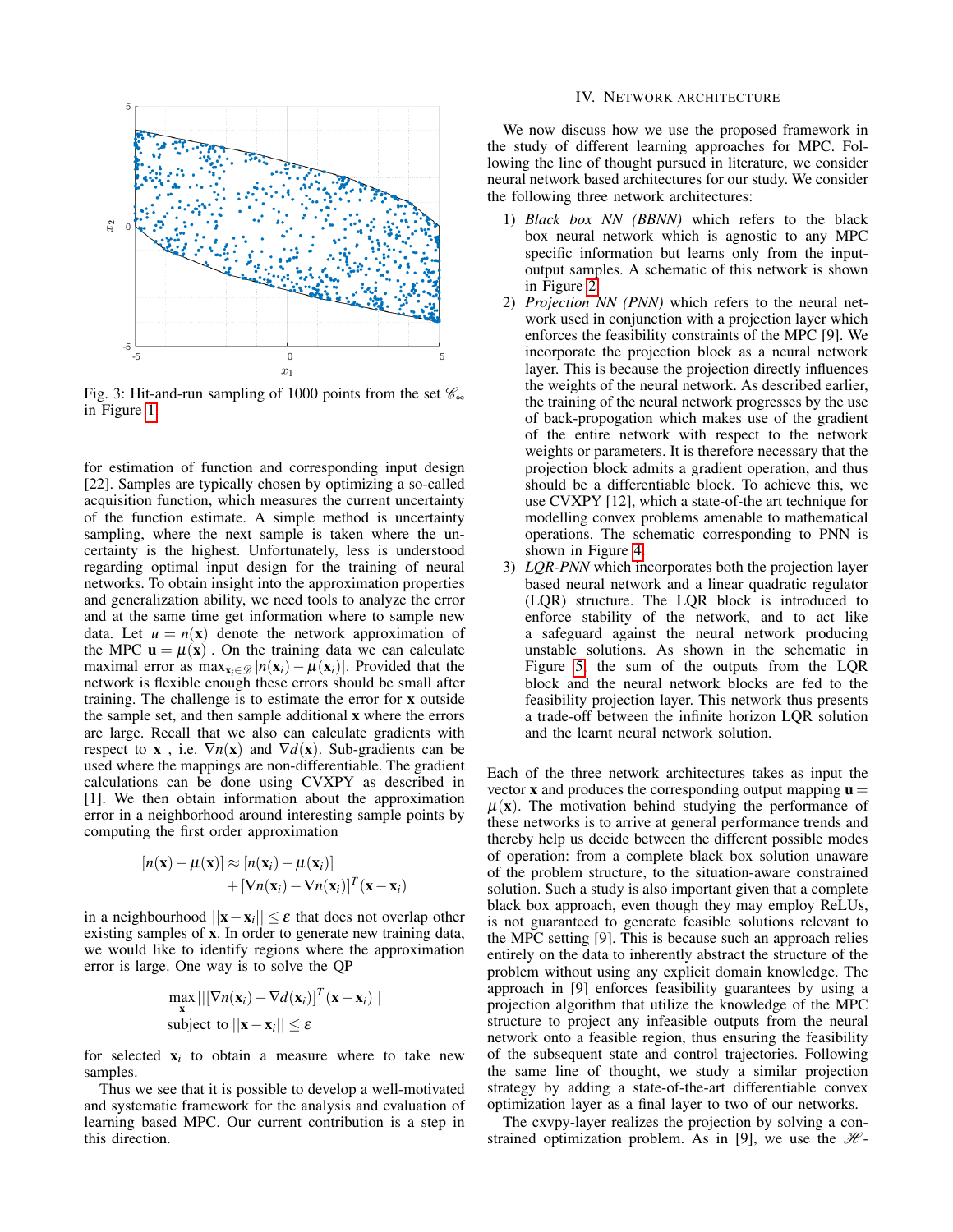Fig. 3: Hit-and-run sampling of 1000 points from the set $\mathscr{C}_\infty$ in Figure 1

for estimation of function and corresponding input design [22]. Samples are typically chosen by optimizing a so-called acquisition function, which measures the current uncertainty of the function estimate. A simple method is uncertainty sampling, where the next sample is taken where the uncertainty is the highest. Unfortunately, less is understood regarding optimal input design for the training of neural networks. To obtain insight into the approximation properties and generalization ability, we need tools to analyze the error and at the same time get information where to sample new data. Let $u = n(\mathbf{x})$ denote the network approximation of the MPC $\mathbf{u} = \mu(\mathbf{x})|$. On the training data we can calculate maximal error as $\max_{\mathbf{x}_i \in \mathscr{D}} |n(\mathbf{x}_i) - \mu(\mathbf{x}_i)|$. Provided that the network is flexible enough these errors should be small after training. The challenge is to estimate the error for $\mathbf{x}$ outside the sample set, and then sample additional $\mathbf{x}$ where the errors are large. Recall that we also can calculate gradients with respect to $\mathbf{x}$ , i.e. $\nabla n(\mathbf{x})$ and $\nabla d(\mathbf{x})$. Sub-gradients can be used where the mappings are non-differentiable. The gradient calculations can be done using CVXPY as described in [1]. We then obtain information about the approximation error in a neighborhood around interesting sample points by computing the first order approximation

$$[n(\mathbf{x}) - \mu(\mathbf{x})] \approx [n(\mathbf{x}_i) - \mu(\mathbf{x}_i)] + [\nabla n(\mathbf{x}_i) - \nabla n(\mathbf{x}_i)]^T (\mathbf{x} - \mathbf{x}_i)$$

in a neighbourhood $||\mathbf{x} - \mathbf{x}_i|| \leq \varepsilon$ that does not overlap other existing samples of $\mathbf{x}$. In order to generate new training data, we would like to identify regions where the approximation error is large. One way is to solve the QP

$$\max_{\mathbf{x}} ||[\nabla n(\mathbf{x}_i) - \nabla d(\mathbf{x}_i)]^T (\mathbf{x} - \mathbf{x}_i)||$$
$$\text{subject to } ||\mathbf{x} - \mathbf{x}_i|| \leq \varepsilon$$

for selected $\mathbf{x}_i$ to obtain a measure where to take new samples.

Thus we see that it is possible to develop a well-motivated and systematic framework for the analysis and evaluation of learning based MPC. Our current contribution is a step in this direction.

## IV. Network architecture

We now discuss how we use the proposed framework in the study of different learning approaches for MPC. Following the line of thought pursued in literature, we consider neural network based architectures for our study. We consider the following three network architectures:

1) *Black box NN (BBNN)* which refers to the black box neural network which is agnostic to any MPC specific information but learns only from the input-output samples. A schematic of this network is shown in Figure 2.
2) *Projection NN (PNN)* which refers to the neural network used in conjunction with a projection layer which enforces the feasibility constraints of the MPC [9]. We incorporate the projection block as a neural network layer. This is because the projection directly influences the weights of the neural network. As described earlier, the training of the neural network progresses by the use of back-propogation which makes use of the gradient of the entire network with respect to the network weights or parameters. It is therefore necessary that the projection block admits a gradient operation, and thus should be a differentiable block. To achieve this, we use CVXPY [12], which a state-of-the art technique for modelling convex problems amenable to mathematical operations. The schematic corresponding to PNN is shown in Figure 4.
3) *LQR-PNN* which incorporates both the projection layer based neural network and a linear quadratic regulator (LQR) structure. The LQR block is introduced to enforce stability of the network, and to act like a safeguard against the neural network producing unstable solutions. As shown in the schematic in Figure 5, the sum of the outputs from the LQR block and the neural network blocks are fed to the feasibility projection layer. This network thus presents a trade-off between the infinite horizon LQR solution and the learnt neural network solution.

Each of the three network architectures takes as input the vector $\mathbf{x}$ and produces the corresponding output mapping $\mathbf{u} = \mu(\mathbf{x})$. The motivation behind studying the performance of these networks is to arrive at general performance trends and thereby help us decide between the different possible modes of operation: from a complete black box solution unaware of the problem structure, to the situation-aware constrained solution. Such a study is also important given that a complete black box approach, even though they may employ ReLUs, is not guaranteed to generate feasible solutions relevant to the MPC setting [9]. This is because such an approach relies entirely on the data to inherently abstract the structure of the problem without using any explicit domain knowledge. The approach in [9] enforces feasibility guarantees by using a projection algorithm that utilize the knowledge of the MPC structure to project any infeasible outputs from the neural network onto a feasible region, thus ensuring the feasibility of the subsequent state and control trajectories. Following the same line of thought, we study a similar projection strategy by adding a state-of-the-art differentiable convex optimization layer as a final layer to two of our networks.

The cxvpy-layer realizes the projection by solving a constrained optimization problem. As in [9], we use the $\mathscr{H}$-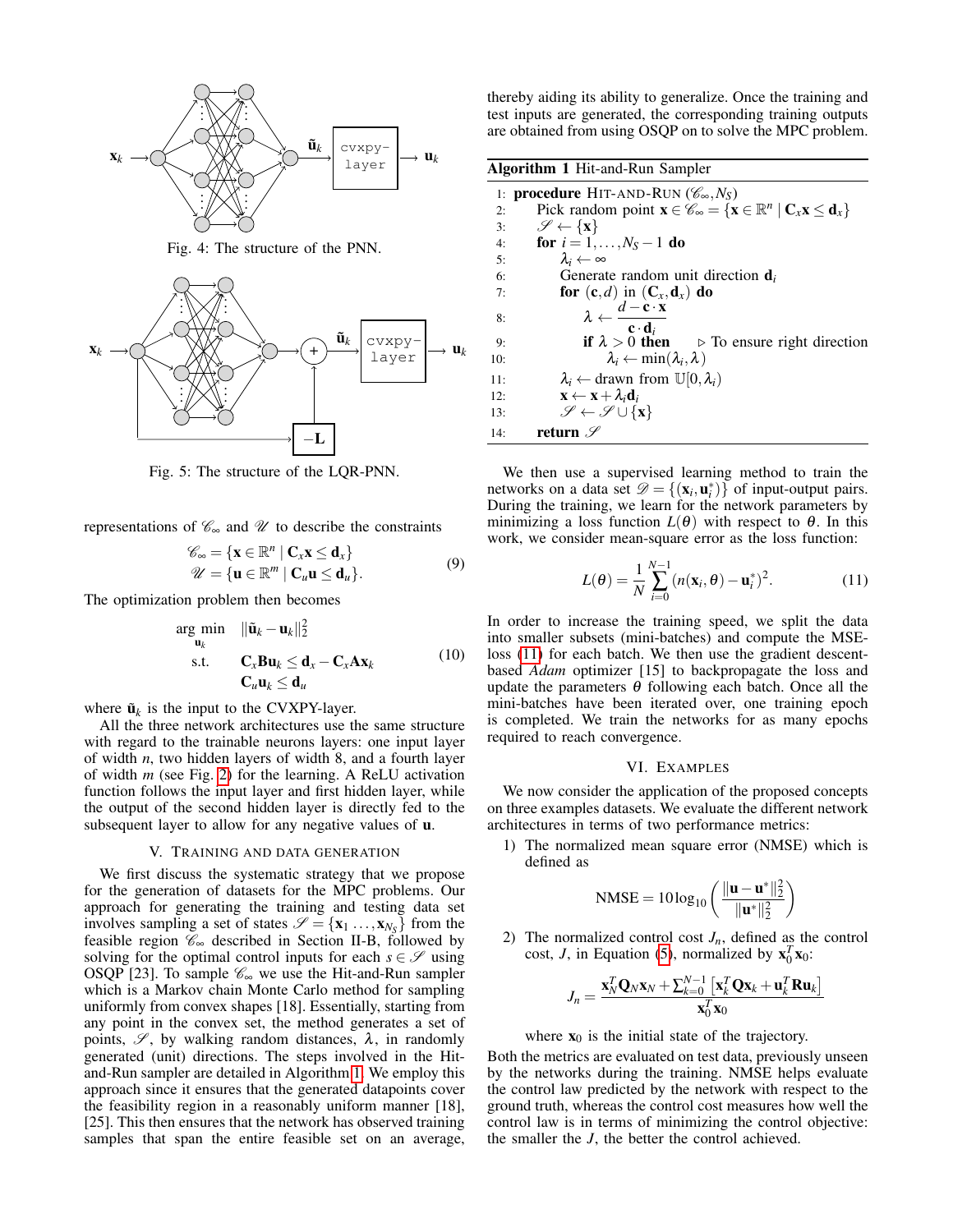Fig. 4: The structure of the PNN.

Fig. 5: The structure of the LQR-PNN.

representations of $\mathscr{C}_\infty$ and $\mathscr{U}$ to describe the constraints

$$
\begin{aligned}
\mathscr{C}_\infty &= \{\mathbf{x} \in \mathbb{R}^n \mid \mathbf{C}_x \mathbf{x} \leq \mathbf{d}_x\} \\
\mathscr{U} &= \{\mathbf{u} \in \mathbb{R}^m \mid \mathbf{C}_u \mathbf{u} \leq \mathbf{d}_u\}.
\end{aligned} \tag{9}
$$

The optimization problem then becomes

$$
\begin{aligned}
\arg\min_{\mathbf{u}_k} \quad & \|\tilde{\mathbf{u}}_k - \mathbf{u}_k\|_2^2 \\
\text{s.t.} \quad & \mathbf{C}_x \mathbf{B} \mathbf{u}_k \leq \mathbf{d}_x - \mathbf{C}_x \mathbf{A} \mathbf{x}_k \\
& \mathbf{C}_u \mathbf{u}_k \leq \mathbf{d}_u
\end{aligned} \tag{10}
$$

where $\tilde{\mathbf{u}}_k$ is the input to the CVXPY-layer.

All the three network architectures use the same structure with regard to the trainable neurons layers: one input layer of width $n$, two hidden layers of width 8, and a fourth layer of width $m$ (see Fig. 2) for the learning. A ReLU activation function follows the input layer and first hidden layer, while the output of the second hidden layer is directly fed to the subsequent layer to allow for any negative values of $\mathbf{u}$.

## V. Training and Data Generation

We first discuss the systematic strategy that we propose for the generation of datasets for the MPC problems. Our approach for generating the training and testing data set involves sampling a set of states $\mathscr{S} = \{\mathbf{x}_1 \ldots, \mathbf{x}_{N_S}\}$ from the feasible region $\mathscr{C}_\infty$ described in Section II-B, followed by solving for the optimal control inputs for each $s \in \mathscr{S}$ using OSQP [23]. To sample $\mathscr{C}_\infty$ we use the Hit-and-Run sampler which is a Markov chain Monte Carlo method for sampling uniformly from convex shapes [18]. Essentially, starting from any point in the convex set, the method generates a set of points, $\mathscr{S}$, by walking random distances, $\lambda$, in randomly generated (unit) directions. The steps involved in the Hit-and-Run sampler are detailed in Algorithm 1. We employ this approach since it ensures that the generated datapoints cover the feasibility region in a reasonably uniform manner [18], [25]. This then ensures that the network has observed training samples that span the entire feasible set on an average, thereby aiding its ability to generalize. Once the training and test inputs are generated, the corresponding training outputs are obtained from using OSQP on to solve the MPC problem.

**Algorithm 1** Hit-and-Run Sampler

```
1:  procedure HIT-AND-RUN (C_∞, N_S)
2:      Pick random point x ∈ C_∞ = {x ∈ R^n | C_x x ≤ d_x}
3:      S ← {x}
4:      for i = 1, ..., N_S − 1 do
5:          λ_i ← ∞
6:          Generate random unit direction d_i
7:          for (c, d) in (C_x, d_x) do
8:              λ ← (d − c·x) / (c·d_i)
9:              if λ > 0 then            ▷ To ensure right direction
10:                 λ_i ← min(λ_i, λ)
11:         λ_i ← drawn from U[0, λ_i)
12:         x ← x + λ_i d_i
13:         S ← S ∪ {x}
14:     return S
```

We then use a supervised learning method to train the networks on a data set $\mathscr{D} = \{(\mathbf{x}_i, \mathbf{u}_i^*)\}$ of input-output pairs. During the training, we learn for the network parameters by minimizing a loss function $L(\theta)$ with respect to $\theta$. In this work, we consider mean-square error as the loss function:

$$
L(\theta) = \frac{1}{N} \sum_{i=0}^{N-1} (n(\mathbf{x}_i, \theta) - \mathbf{u}_i^*)^2. \tag{11}
$$

In order to increase the training speed, we split the data into smaller subsets (mini-batches) and compute the MSE-loss (11) for each batch. We then use the gradient descent-based *Adam* optimizer [15] to backpropagate the loss and update the parameters $\theta$ following each batch. Once all the mini-batches have been iterated over, one training epoch is completed. We train the networks for as many epochs required to reach convergence.

## VI. Examples

We now consider the application of the proposed concepts on three examples datasets. We evaluate the different network architectures in terms of two performance metrics:

1) The normalized mean square error (NMSE) which is defined as

$$
\text{NMSE} = 10 \log_{10} \left( \frac{\|\mathbf{u} - \mathbf{u}^*\|_2^2}{\|\mathbf{u}^*\|_2^2} \right)
$$

2) The normalized control cost $J_n$, defined as the control cost, $J$, in Equation (5), normalized by $\mathbf{x}_0^T \mathbf{x}_0$:

$$
J_n = \frac{\mathbf{x}_N^T \mathbf{Q}_N \mathbf{x}_N + \sum_{k=0}^{N-1} \left[\mathbf{x}_k^T \mathbf{Q} \mathbf{x}_k + \mathbf{u}_k^T \mathbf{R} \mathbf{u}_k\right]}{\mathbf{x}_0^T \mathbf{x}_0}
$$

where $\mathbf{x}_0$ is the initial state of the trajectory.

Both the metrics are evaluated on test data, previously unseen by the networks during the training. NMSE helps evaluate the control law predicted by the network with respect to the ground truth, whereas the control cost measures how well the control law is in terms of minimizing the control objective: the smaller the $J$, the better the control achieved.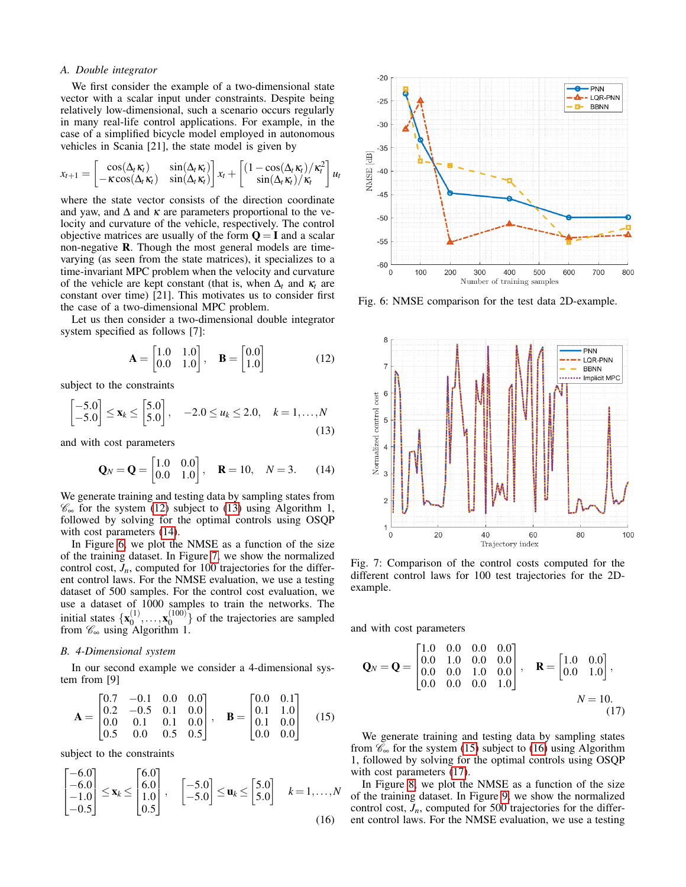### A. Double integrator

We first consider the example of a two-dimensional state vector with a scalar input under constraints. Despite being relatively low-dimensional, such a scenario occurs regularly in many real-life control applications. For example, in the case of a simplified bicycle model employed in autonomous vehicles in Scania [21], the state model is given by

$$x_{t+1} = \begin{bmatrix} \cos(\Delta_t \kappa_t) & \sin(\Delta_t \kappa_t) \\ -\kappa \cos(\Delta_t \kappa_t) & \sin(\Delta_t \kappa_t) \end{bmatrix} x_t + \begin{bmatrix} (1-\cos(\Delta_t \kappa_t)/\kappa_t^2 \\ \sin(\Delta_t \kappa_t)/\kappa_t \end{bmatrix} u_t$$

where the state vector consists of the direction coordinate and yaw, and $\Delta$ and $\kappa$ are parameters proportional to the velocity and curvature of the vehicle, respectively. The control objective matrices are usually of the form $\mathbf{Q} = \mathbf{I}$ and a scalar non-negative $\mathbf{R}$. Though the most general models are time-varying (as seen from the state matrices), it specializes to a time-invariant MPC problem when the velocity and curvature of the vehicle are kept constant (that is, when $\Delta_t$ and $\kappa_t$ are constant over time) [21]. This motivates us to consider first the case of a two-dimensional MPC problem.

Let us then consider a two-dimensional double integrator system specified as follows [7]:

$$\mathbf{A} = \begin{bmatrix} 1.0 & 1.0 \\ 0.0 & 1.0 \end{bmatrix}, \quad \mathbf{B} = \begin{bmatrix} 0.0 \\ 1.0 \end{bmatrix} \tag{12}$$

subject to the constraints

$$\begin{bmatrix} -5.0 \\ -5.0 \end{bmatrix} \leq \mathbf{x}_k \leq \begin{bmatrix} 5.0 \\ 5.0 \end{bmatrix}, \quad -2.0 \leq u_k \leq 2.0, \quad k = 1, \dots, N \tag{13}$$

and with cost parameters

$$\mathbf{Q}_N = \mathbf{Q} = \begin{bmatrix} 1.0 & 0.0 \\ 0.0 & 1.0 \end{bmatrix}, \quad \mathbf{R} = 10, \quad N = 3. \tag{14}$$

We generate training and testing data by sampling states from $\mathscr{C}_\infty$ for the system (12) subject to (13) using Algorithm 1, followed by solving for the optimal controls using OSQP with cost parameters (14).

In Figure 6, we plot the NMSE as a function of the size of the training dataset. In Figure 7, we show the normalized control cost, $J_n$, computed for 100 trajectories for the different control laws. For the NMSE evaluation, we use a testing dataset of 500 samples. For the control cost evaluation, we use a dataset of 1000 samples to train the networks. The initial states $\{\mathbf{x}_0^{(1)}, \dots, \mathbf{x}_0^{(100)}\}$ of the trajectories are sampled from $\mathscr{C}_\infty$ using Algorithm 1.

Fig. 6: NMSE comparison for the test data 2D-example.

Fig. 7: Comparison of the control costs computed for the different control laws for 100 test trajectories for the 2D-example.

### B. 4-Dimensional system

In our second example we consider a 4-dimensional system from [9]

$$\mathbf{A} = \begin{bmatrix} 0.7 & -0.1 & 0.0 & 0.0 \\ 0.2 & -0.5 & 0.1 & 0.0 \\ 0.0 & 0.1 & 0.1 & 0.0 \\ 0.5 & 0.0 & 0.5 & 0.5 \end{bmatrix}, \quad \mathbf{B} = \begin{bmatrix} 0.0 & 0.1 \\ 0.1 & 1.0 \\ 0.1 & 0.0 \\ 0.0 & 0.0 \end{bmatrix} \tag{15}$$

subject to the constraints

$$\begin{bmatrix} -6.0 \\ -6.0 \\ -1.0 \\ -0.5 \end{bmatrix} \leq \mathbf{x}_k \leq \begin{bmatrix} 6.0 \\ 6.0 \\ 1.0 \\ 0.5 \end{bmatrix}, \quad \begin{bmatrix} -5.0 \\ -5.0 \end{bmatrix} \leq \mathbf{u}_k \leq \begin{bmatrix} 5.0 \\ 5.0 \end{bmatrix} \quad k = 1, \dots, N \tag{16}$$

and with cost parameters

$$\mathbf{Q}_N = \mathbf{Q} = \begin{bmatrix} 1.0 & 0.0 & 0.0 & 0.0 \\ 0.0 & 1.0 & 0.0 & 0.0 \\ 0.0 & 0.0 & 1.0 & 0.0 \\ 0.0 & 0.0 & 0.0 & 1.0 \end{bmatrix}, \quad \mathbf{R} = \begin{bmatrix} 1.0 & 0.0 \\ 0.0 & 1.0 \end{bmatrix}, \quad N = 10. \tag{17}$$

We generate training and testing data by sampling states from $\mathscr{C}_\infty$ for the system (15) subject to (16) using Algorithm 1, followed by solving for the optimal controls using OSQP with cost parameters (17).

In Figure 8, we plot the NMSE as a function of the size of the training dataset. In Figure 9, we show the normalized control cost, $J_n$, computed for 500 trajectories for the different control laws. For the NMSE evaluation, we use a testing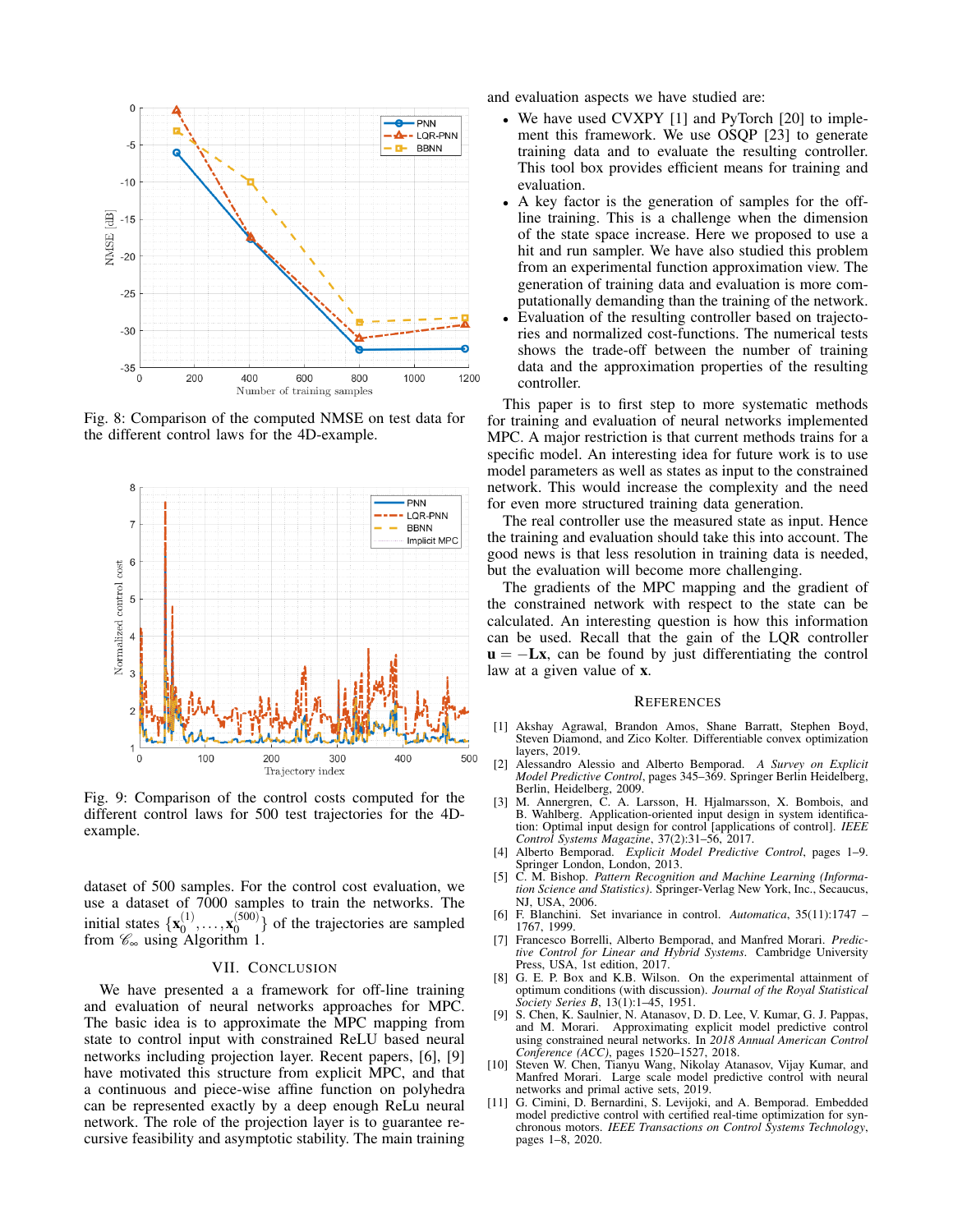Fig. 8: Comparison of the computed NMSE on test data for the different control laws for the 4D-example.

Fig. 9: Comparison of the control costs computed for the different control laws for 500 test trajectories for the 4D-example.

dataset of 500 samples. For the control cost evaluation, we use a dataset of 7000 samples to train the networks. The initial states $\{\mathbf{x}_0^{(1)}, \ldots, \mathbf{x}_0^{(500)}\}$ of the trajectories are sampled from $\mathscr{C}_\infty$ using Algorithm 1.

## VII. Conclusion

We have presented a a framework for off-line training and evaluation of neural networks approaches for MPC. The basic idea is to approximate the MPC mapping from state to control input with constrained ReLU based neural networks including projection layer. Recent papers, [6], [9] have motivated this structure from explicit MPC, and that a continuous and piece-wise affine function on polyhedra can be represented exactly by a deep ReLu neural network. The role of the projection layer is to guarantee recursive feasibility and asymptotic stability. The main training and evaluation aspects we have studied are:

- We have used CVXPY [1] and PyTorch [20] to implement this framework. We use OSQP [23] to generate training data and to evaluate the resulting controller. This tool box provides efficient means for training and evaluation.
- A key factor is the generation of samples for the off-line training. This is a challenge when the dimension of the state space increase. Here we proposed to use a hit and run sampler. We have also studied this problem from an experimental function approximation view. The generation of training data and evaluation is more computationally demanding than the training of the network.
- Evaluation of the resulting controller based on trajectories and normalized cost-functions. The numerical tests shows the trade-off between the number of training data and the approximation properties of the resulting controller.

This paper is to first step to more systematic methods for training and evaluation of neural networks implemented MPC. A major restriction is that current methods trains for a specific model. An interesting idea for future work is to use model parameters as well as states as input to the constrained network. This would increase the complexity and the need for even more structured training data generation.

The real controller use the measured state as input. Hence the training and evaluation should take this into account. The good news is that less resolution in training data is needed, but the evaluation will become more challenging.

The gradients of the MPC mapping and the gradient of the constrained network with respect to the state can be calculated. An interesting question is how this information can be used. Recall that the gain of the LQR controller $\mathbf{u} = -\mathbf{L}\mathbf{x}$, can be found by just differentiating the control law at a given value of $\mathbf{x}$.

## References

[1] Akshay Agrawal, Brandon Amos, Shane Barratt, Stephen Boyd, Steven Diamond, and Zico Kolter. Differentiable convex optimization layers, 2019.

[2] Alessandro Alessio and Alberto Bemporad. *A Survey on Explicit Model Predictive Control*, pages 345–369. Springer Berlin Heidelberg, Berlin, Heidelberg, 2009.

[3] M. Annergren, C. A. Larsson, H. Hjalmarsson, X. Bombois, and B. Wahlberg. Application-oriented input design in system identification: Optimal input design for control [applications of control]. *IEEE Control Systems Magazine*, 37(2):31–56, 2017.

[4] Alberto Bemporad. *Explicit Model Predictive Control*, pages 1–9. Springer London, London, 2013.

[5] C. M. Bishop. *Pattern Recognition and Machine Learning (Information Science and Statistics)*. Springer-Verlag New York, Inc., Secaucus, NJ, USA, 2006.

[6] F. Blanchini. Set invariance in control. *Automatica*, 35(11):1747 – 1767, 1999.

[7] Francesco Borrelli, Alberto Bemporad, and Manfred Morari. *Predictive Control for Linear and Hybrid Systems*. Cambridge University Press, USA, 1st edition, 2017.

[8] G. E. P. Box and K.B. Wilson. On the experimental attainment of optimum conditions (with discussion). *Journal of the Royal Statistical Society Series B*, 13(1):1–45, 1951.

[9] S. Chen, K. Saulnier, N. Atanasov, D. D. Lee, V. Kumar, G. J. Pappas, and M. Morari. Approximating explicit model predictive control using constrained neural networks. In *2018 Annual American Control Conference (ACC)*, pages 1520–1527, 2018.

[10] Steven W. Chen, Tianyu Wang, Nikolay Atanasov, Vijay Kumar, and Manfred Morari. Large scale model predictive control with neural networks and primal active sets, 2019.

[11] S. Cimini, D. Bernardini, S. Levijoki, and A. Bemporad. Embedded model predictive control with certified real-time optimization for synchronous motors. *IEEE Transactions on Control Systems Technology*, pages 1–8, 2020.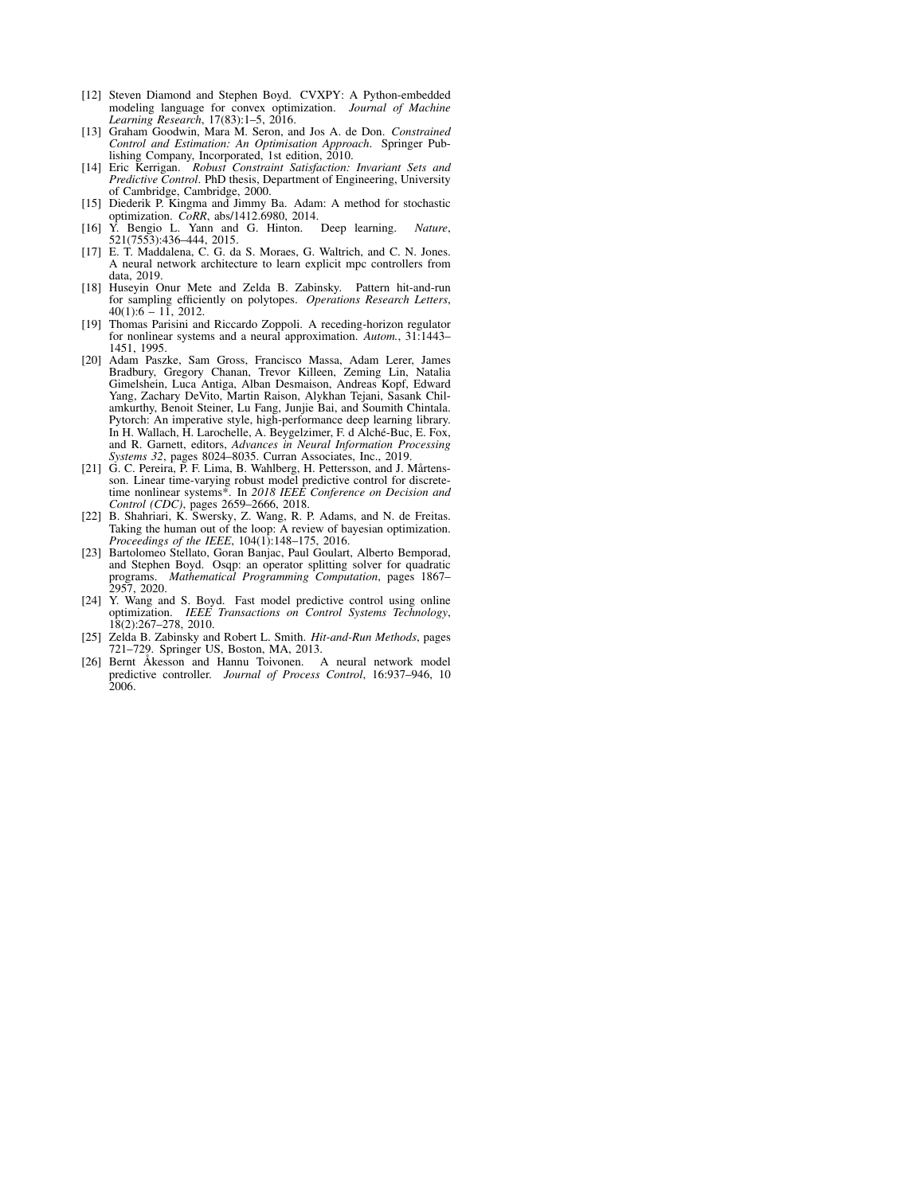[12] Steven Diamond and Stephen Boyd. CVXPY: A Python-embedded modeling language for convex optimization. *Journal of Machine Learning Research*, 17(83):1–5, 2016.

[13] Graham Goodwin, Mara M. Seron, and Jos A. de Don. *Constrained Control and Estimation: An Optimisation Approach*. Springer Publishing Company, Incorporated, 1st edition, 2010.

[14] Eric Kerrigan. *Robust Constraint Satisfaction: Invariant Sets and Predictive Control*. PhD thesis, Department of Engineering, University of Cambridge, Cambridge, 2000.

[15] Diederik P. Kingma and Jimmy Ba. Adam: A method for stochastic optimization. *CoRR*, abs/1412.6980, 2014.

[16] Y. Bengio L. Yann and G. Hinton. Deep learning. *Nature*, 521(7553):436–444, 2015.

[17] E. T. Maddalena, C. G. da S. Moraes, G. Waltrich, and C. N. Jones. A neural network architecture to learn explicit mpc controllers from data, 2019.

[18] Huseyin Onur Mete and Zelda B. Zabinsky. Pattern hit-and-run for sampling efficiently on polytopes. *Operations Research Letters*, 40(1):6 – 11, 2012.

[19] Thomas Parisini and Riccardo Zoppoli. A receding-horizon regulator for nonlinear systems and a neural approximation. *Autom.*, 31:1443–1451, 1995.

[20] Adam Paszke, Sam Gross, Francisco Massa, Adam Lerer, James Bradbury, Gregory Chanan, Trevor Killeen, Zeming Lin, Natalia Gimelshein, Luca Antiga, Alban Desmaison, Andreas Kopf, Edward Yang, Zachary DeVito, Martin Raison, Alykhan Tejani, Sasank Chilamkurthy, Benoit Steiner, Lu Fang, Junjie Bai, and Soumith Chintala. Pytorch: An imperative style, high-performance deep learning library. In H. Wallach, H. Larochelle, A. Beygelzimer, F. d Alché-Buc, E. Fox, and R. Garnett, editors, *Advances in Neural Information Processing Systems 32*, pages 8024–8035. Curran Associates, Inc., 2019.

[21] G. C. Pereira, P. F. Lima, B. Wahlberg, H. Pettersson, and J. Mårtensson. Linear time-varying robust model predictive control for discrete-time nonlinear systems*. In *2018 IEEE Conference on Decision and Control (CDC)*, pages 2659–2666, 2018.

[22] B. Shahriari, K. Swersky, Z. Wang, R. P. Adams, and N. de Freitas. Taking the human out of the loop: A review of bayesian optimization. *Proceedings of the IEEE*, 104(1):148–175, 2016.

[23] Bartolomeo Stellato, Goran Banjac, Paul Goulart, Alberto Bemporad, and Stephen Boyd. Osqp: an operator splitting solver for quadratic programs. *Mathematical Programming Computation*, pages 1867–2957, 2020.

[24] Y. Wang and S. Boyd. Fast model predictive control using online optimization. *IEEE Transactions on Control Systems Technology*, 18(2):267–278, 2010.

[25] Zelda B. Zabinsky and Robert L. Smith. *Hit-and-Run Methods*, pages 721–729. Springer US, Boston, MA, 2013.

[26] Bernt Åkesson and Hannu Toivonen. A neural network model predictive controller. *Journal of Process Control*, 16:937–946, 10 2006.